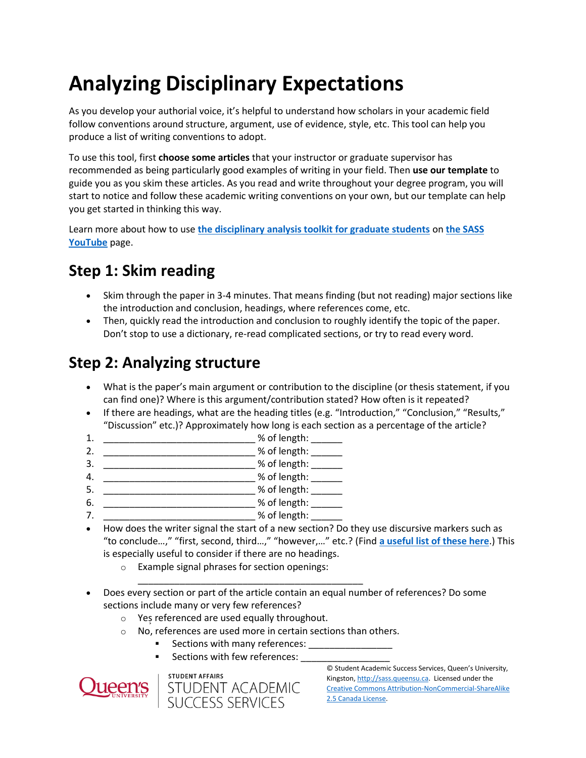# Analyzing Disciplinary Expectations

As you develop your authorial voice, it's helpful to understand how scholars in your academic field follow conventions around structure, argument, use of evidence, style, etc. This tool can help you produce a list of writing conventions to adopt.

To use this tool, first **choose some articles** that your instructor or graduate supervisor has recommended as being particularly good examples of writing in your field. Then **use our template** to guide you as you skim these articles. As you read and write throughout your degree program, you will start to notice and follow these academic writing conventions on your own, but our template can help you get started in thinking this way.

Learn more about how to use **the disciplinary analysis toolkit for graduate students** on **the SASS YouTube** page.

## Step 1: Skim reading

- Skim through the paper in 3-4 minutes. That means finding (but not reading) major sections like the introduction and conclusion, headings, where references come, etc.
- Then, quickly read the introduction and conclusion to roughly identify the topic of the paper. Don't stop to use a dictionary, re-read complicated sections, or try to read every word.

## Step 2: Analyzing structure

- What is the paper's main argument or contribution to the discipline (or thesis statement, if you can find one)? Where is this argument/contribution stated? How often is it repeated?
- If there are headings, what are the heading titles (e.g. "Introduction," "Conclusion," "Results," "Discussion" etc.)? Approximately how long is each section as a percentage of the article?

1. ______________________________ % of length: ______
2. ______________________________ % of length: ______
3. ______________________________ % of length: ______
4. ______________________________ % of length: ______
5. ______________________________ % of length: ______
6. ______________________________ % of length: ______
7. ______________________________ % of length: ______

- How does the writer signal the start of a new section? Do they use discursive markers such as "to conclude…," "first, second, third…," "however,…" etc.? (Find **a useful list of these here**.) This is especially useful to consider if there are no headings.
  - Example signal phrases for section openings: _____________________________________________
- Does every section or part of the article contain an equal number of references? Do some sections include many or very few references?
  - Yes referenced are used equally throughout.
  - No, references are used more in certain sections than others.
    - Sections with many references: ________________
    - Sections with few references: _________________

© Student Academic Success Services, Queen's University, Kingston, http://sass.queensu.ca. Licensed under the Creative Commons Attribution-NonCommercial-ShareAlike 2.5 Canada License.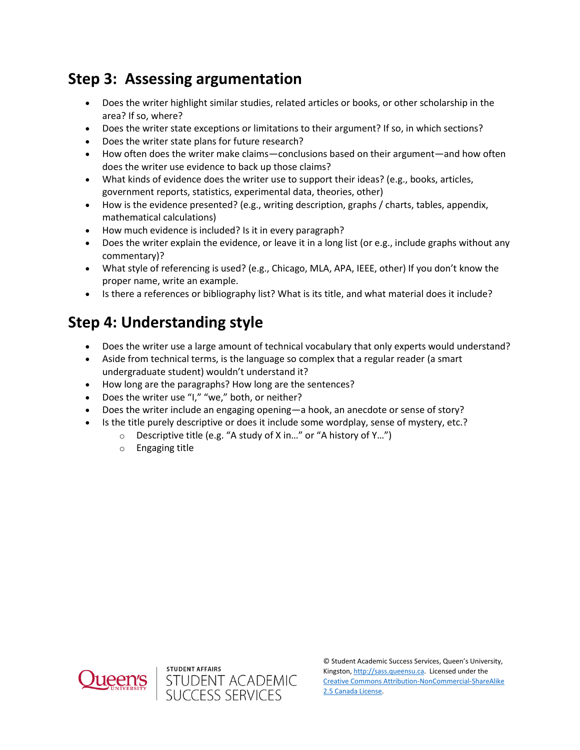## Step 3: Assessing argumentation

- Does the writer highlight similar studies, related articles or books, or other scholarship in the area? If so, where?
- Does the writer state exceptions or limitations to their argument? If so, in which sections?
- Does the writer state plans for future research?
- How often does the writer make claims—conclusions based on their argument—and how often does the writer use evidence to back up those claims?
- What kinds of evidence does the writer use to support their ideas? (e.g., books, articles, government reports, statistics, experimental data, theories, other)
- How is the evidence presented? (e.g., writing description, graphs / charts, tables, appendix, mathematical calculations)
- How much evidence is included? Is it in every paragraph?
- Does the writer explain the evidence, or leave it in a long list (or e.g., include graphs without any commentary)?
- What style of referencing is used? (e.g., Chicago, MLA, APA, IEEE, other) If you don't know the proper name, write an example.
- Is there a references or bibliography list? What is its title, and what material does it include?

## Step 4: Understanding style

- Does the writer use a large amount of technical vocabulary that only experts would understand?
- Aside from technical terms, is the language so complex that a regular reader (a smart undergraduate student) wouldn't understand it?
- How long are the paragraphs? How long are the sentences?
- Does the writer use "I," "we," both, or neither?
- Does the writer include an engaging opening—a hook, an anecdote or sense of story?
- Is the title purely descriptive or does it include some wordplay, sense of mystery, etc.?
  - Descriptive title (e.g. "A study of X in…" or "A history of Y…")
  - Engaging title

Queen's University | STUDENT AFFAIRS STUDENT ACADEMIC SUCCESS SERVICES

© Student Academic Success Services, Queen's University, Kingston, http://sass.queensu.ca. Licensed under the Creative Commons Attribution-NonCommercial-ShareAlike 2.5 Canada License.